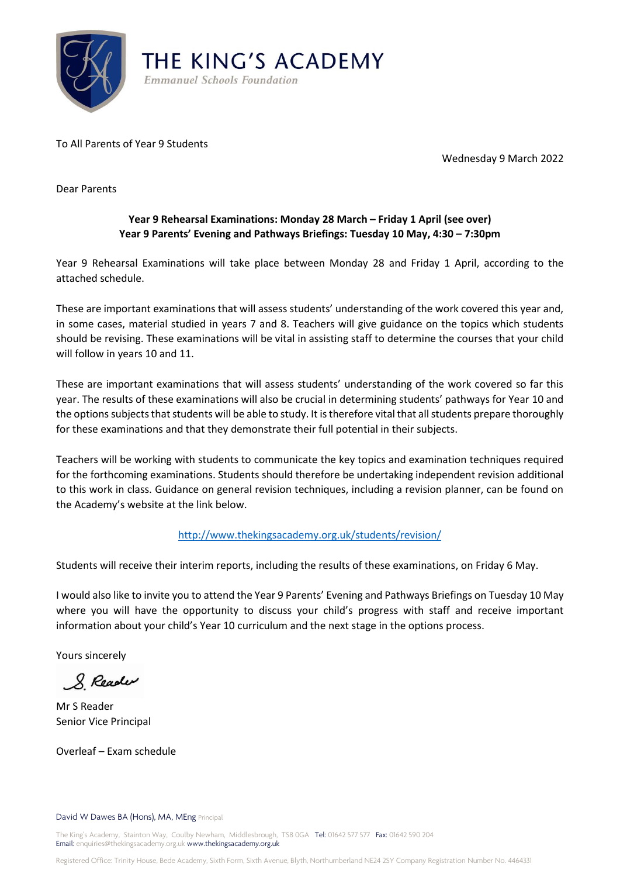# THE KING'S ACADEMY

*Emmanuel Schools Foundation*

To All Parents of Year 9 Students

Wednesday 9 March 2022

Dear Parents

**Year 9 Rehearsal Examinations: Monday 28 March – Friday 1 April (see over)**
**Year 9 Parents' Evening and Pathways Briefings: Tuesday 10 May, 4:30 – 7:30pm**

Year 9 Rehearsal Examinations will take place between Monday 28 and Friday 1 April, according to the attached schedule.

These are important examinations that will assess students' understanding of the work covered this year and, in some cases, material studied in years 7 and 8. Teachers will give guidance on the topics which students should be revising. These examinations will be vital in assisting staff to determine the courses that your child will follow in years 10 and 11.

These are important examinations that will assess students' understanding of the work covered so far this year. The results of these examinations will also be crucial in determining students' pathways for Year 10 and the options subjects that students will be able to study. It is therefore vital that all students prepare thoroughly for these examinations and that they demonstrate their full potential in their subjects.

Teachers will be working with students to communicate the key topics and examination techniques required for the forthcoming examinations. Students should therefore be undertaking independent revision additional to this work in class. Guidance on general revision techniques, including a revision planner, can be found on the Academy's website at the link below.

http://www.thekingsacademy.org.uk/students/revision/

Students will receive their interim reports, including the results of these examinations, on Friday 6 May.

I would also like to invite you to attend the Year 9 Parents' Evening and Pathways Briefings on Tuesday 10 May where you will have the opportunity to discuss your child's progress with staff and receive important information about your child's Year 10 curriculum and the next stage in the options process.

Yours sincerely

S. Reader

Mr S Reader
Senior Vice Principal

Overleaf – Exam schedule

David W Dawes BA (Hons), MA, MEng Principal

The King's Academy, Stainton Way, Coulby Newham, Middlesbrough, TS8 0GA Tel: 01642 577 577 Fax: 01642 590 204
Email: enquiries@thekingsacademy.org.uk www.thekingsacademy.org.uk

Registered Office: Trinity House, Bede Academy, Sixth Form, Sixth Avenue, Blyth, Northumberland NE24 2SY Company Registration Number No. 4464331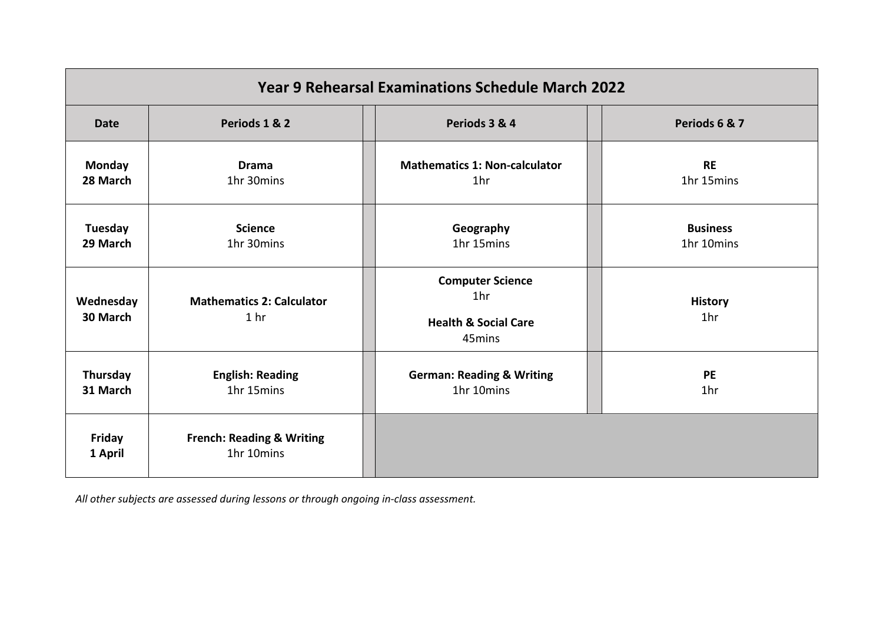| Year 9 Rehearsal Examinations Schedule March 2022 | | | |
|---|---|---|---|
| **Date** | **Periods 1 & 2** | **Periods 3 & 4** | **Periods 6 & 7** |
| **Monday 28 March** | **Drama** 1hr 30mins | **Mathematics 1: Non-calculator** 1hr | **RE** 1hr 15mins |
| **Tuesday 29 March** | **Science** 1hr 30mins | **Geography** 1hr 15mins | **Business** 1hr 10mins |
| **Wednesday 30 March** | **Mathematics 2: Calculator** 1 hr | **Computer Science** 1hr<br>**Health & Social Care** 45mins | **History** 1hr |
| **Thursday 31 March** | **English: Reading** 1hr 15mins | **German: Reading & Writing** 1hr 10mins | **PE** 1hr |
| **Friday 1 April** | **French: Reading & Writing** 1hr 10mins | | |

*All other subjects are assessed during lessons or through ongoing in-class assessment.*